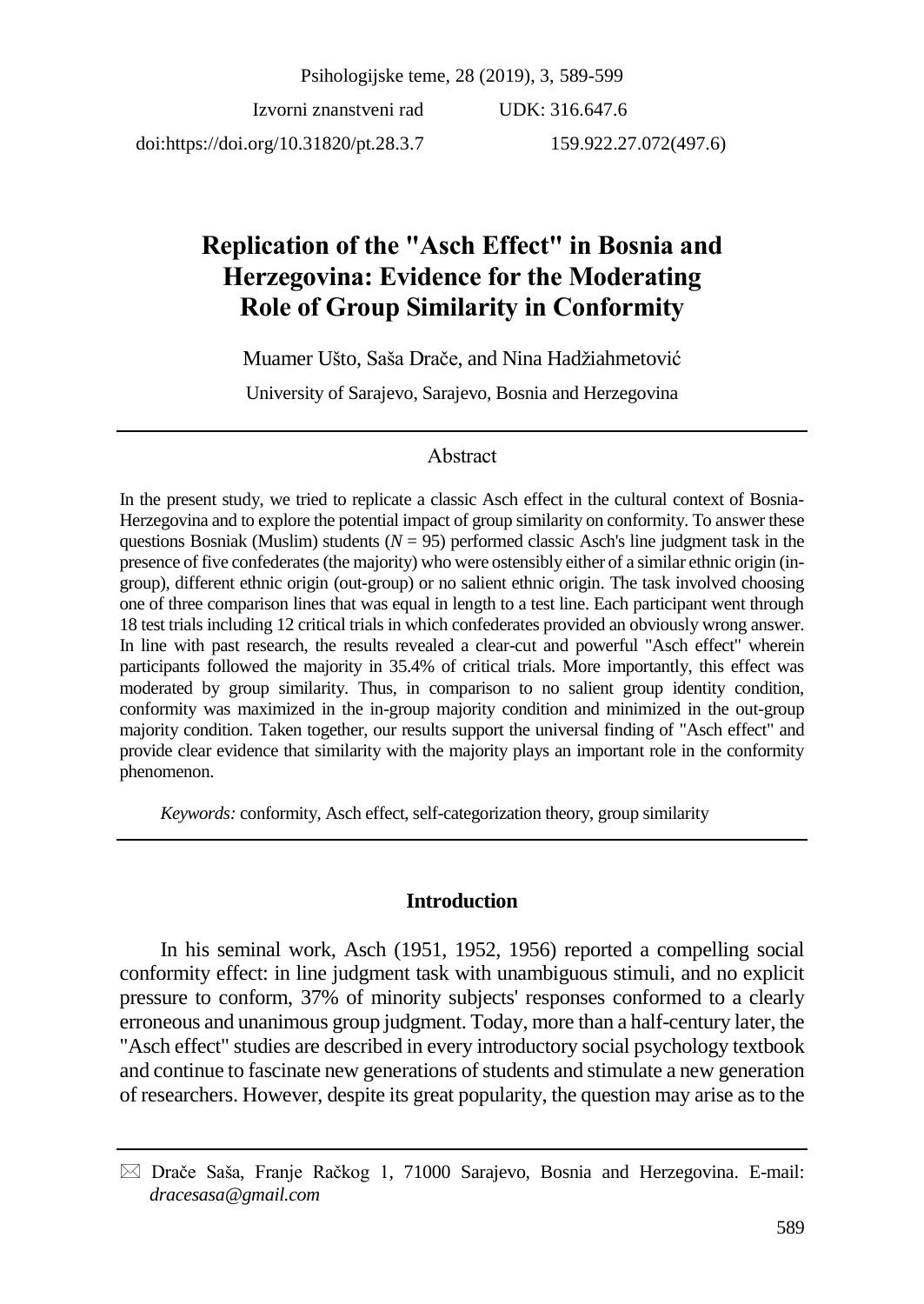Izvorni znanstveni rad

UDK: 316.647.6

doi:https://doi.org/10.31820/pt.28.3.7

159.922.27.072(497.6)

# Replication of the "Asch Effect" in Bosnia and Herzegovina: Evidence for the Moderating Role of Group Similarity in Conformity

Muamer Ušto, Saša Drače, and Nina Hadžiahmetović

University of Sarajevo, Sarajevo, Bosnia and Herzegovina

## Abstract

In the present study, we tried to replicate a classic Asch effect in the cultural context of Bosnia-Herzegovina and to explore the potential impact of group similarity on conformity. To answer these questions Bosniak (Muslim) students ($N$ = 95) performed classic Asch's line judgment task in the presence of five confederates (the majority) who were ostensibly either of a similar ethnic origin (in-group), different ethnic origin (out-group) or no salient ethnic origin. The task involved choosing one of three comparison lines that was equal in length to a test line. Each participant went through 18 test trials including 12 critical trials in which confederates provided an obviously wrong answer. In line with past research, the results revealed a clear-cut and powerful "Asch effect" wherein participants followed the majority in 35.4% of critical trials. More importantly, this effect was moderated by group similarity. Thus, in comparison to no salient group identity condition, conformity was maximized in the in-group majority condition and minimized in the out-group majority condition. Taken together, our results support the universal finding of "Asch effect" and provide clear evidence that similarity with the majority plays an important role in the conformity phenomenon.

*Keywords:* conformity, Asch effect, self-categorization theory, group similarity

## Introduction

In his seminal work, Asch (1951, 1952, 1956) reported a compelling social conformity effect: in line judgment task with unambiguous stimuli, and no explicit pressure to conform, 37% of minority subjects' responses conformed to a clearly erroneous and unanimous group judgment. Today, more than a half-century later, the "Asch effect" studies are described in every introductory social psychology textbook and continue to fascinate new generations of students and stimulate a new generation of researchers. However, despite its great popularity, the question may arise as to the

---

✉ Drače Saša, Franje Račkog 1, 71000 Sarajevo, Bosnia and Herzegovina. E-mail: *dracesasa@gmail.com*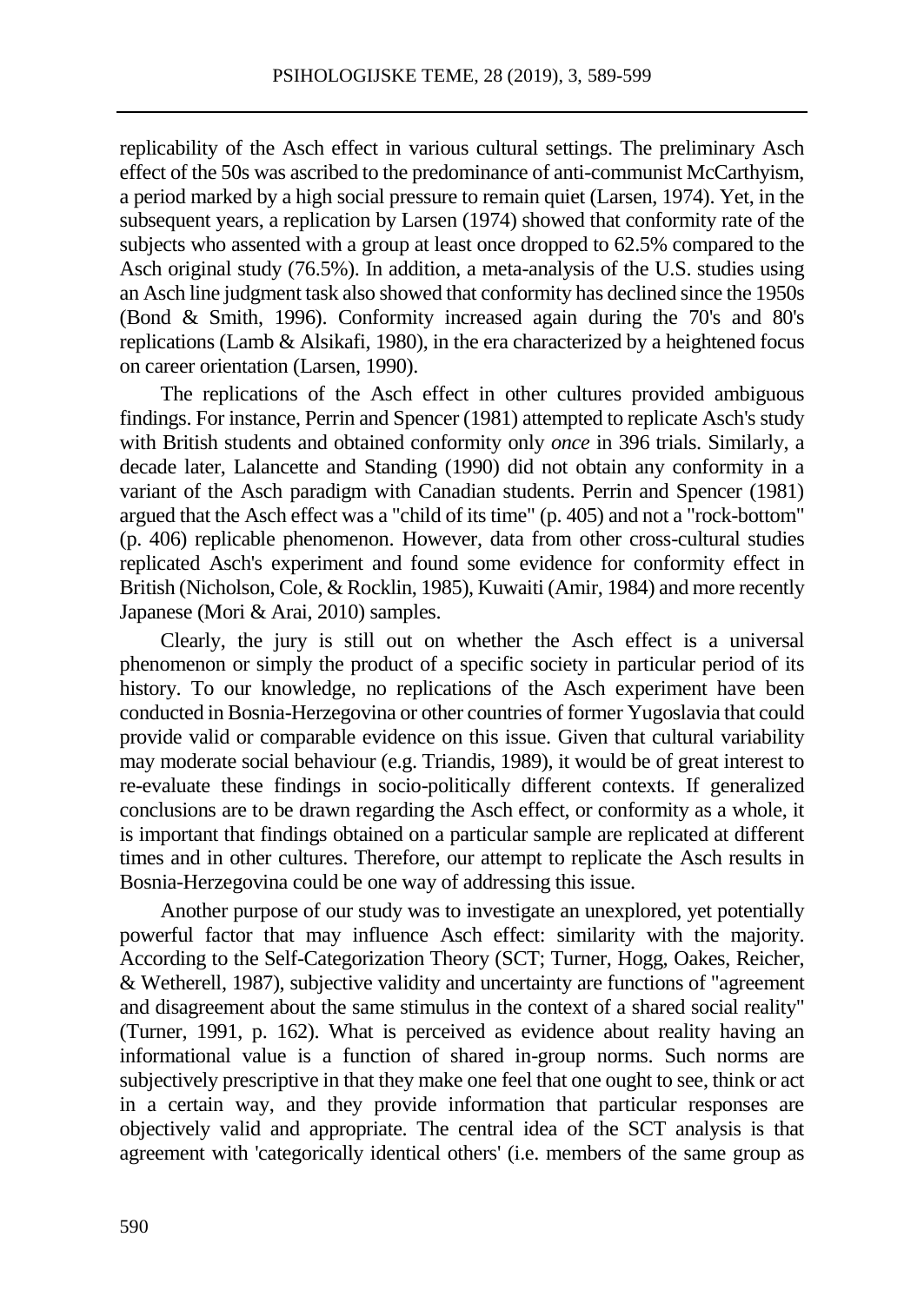replicability of the Asch effect in various cultural settings. The preliminary Asch effect of the 50s was ascribed to the predominance of anti-communist McCarthyism, a period marked by a high social pressure to remain quiet (Larsen, 1974). Yet, in the subsequent years, a replication by Larsen (1974) showed that conformity rate of the subjects who assented with a group at least once dropped to 62.5% compared to the Asch original study (76.5%). In addition, a meta-analysis of the U.S. studies using an Asch line judgment task also showed that conformity has declined since the 1950s (Bond & Smith, 1996). Conformity increased again during the 70's and 80's replications (Lamb & Alsikafi, 1980), in the era characterized by a heightened focus on career orientation (Larsen, 1990).

The replications of the Asch effect in other cultures provided ambiguous findings. For instance, Perrin and Spencer (1981) attempted to replicate Asch's study with British students and obtained conformity only *once* in 396 trials. Similarly, a decade later, Lalancette and Standing (1990) did not obtain any conformity in a variant of the Asch paradigm with Canadian students. Perrin and Spencer (1981) argued that the Asch effect was a "child of its time" (p. 405) and not a "rock-bottom" (p. 406) replicable phenomenon. However, data from other cross-cultural studies replicated Asch's experiment and found some evidence for conformity effect in British (Nicholson, Cole, & Rocklin, 1985), Kuwaiti (Amir, 1984) and more recently Japanese (Mori & Arai, 2010) samples.

Clearly, the jury is still out on whether the Asch effect is a universal phenomenon or simply the product of a specific society in particular period of its history. To our knowledge, no replications of the Asch experiment have been conducted in Bosnia-Herzegovina or other countries of former Yugoslavia that could provide valid or comparable evidence on this issue. Given that cultural variability may moderate social behaviour (e.g. Triandis, 1989), it would be of great interest to re-evaluate these findings in socio-politically different contexts. If generalized conclusions are to be drawn regarding the Asch effect, or conformity as a whole, it is important that findings obtained on a particular sample are replicated at different times and in other cultures. Therefore, our attempt to replicate the Asch results in Bosnia-Herzegovina could be one way of addressing this issue.

Another purpose of our study was to investigate an unexplored, yet potentially powerful factor that may influence Asch effect: similarity with the majority. According to the Self-Categorization Theory (SCT; Turner, Hogg, Oakes, Reicher, & Wetherell, 1987), subjective validity and uncertainty are functions of "agreement and disagreement about the same stimulus in the context of a shared social reality" (Turner, 1991, p. 162). What is perceived as evidence about reality having an informational value is a function of shared in-group norms. Such norms are subjectively prescriptive in that they make one feel that one ought to see, think or act in a certain way, and they provide information that particular responses are objectively valid and appropriate. The central idea of the SCT analysis is that agreement with 'categorically identical others' (i.e. members of the same group as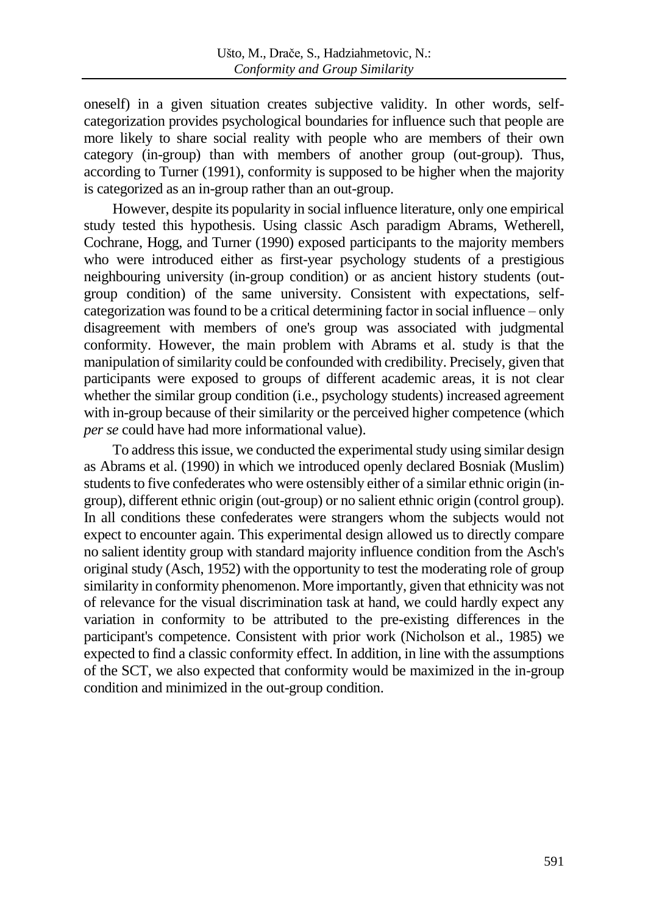oneself) in a given situation creates subjective validity. In other words, self-categorization provides psychological boundaries for influence such that people are more likely to share social reality with people who are members of their own category (in-group) than with members of another group (out-group). Thus, according to Turner (1991), conformity is supposed to be higher when the majority is categorized as an in-group rather than an out-group.

However, despite its popularity in social influence literature, only one empirical study tested this hypothesis. Using classic Asch paradigm Abrams, Wetherell, Cochrane, Hogg, and Turner (1990) exposed participants to the majority members who were introduced either as first-year psychology students of a prestigious neighbouring university (in-group condition) or as ancient history students (out-group condition) of the same university. Consistent with expectations, self-categorization was found to be a critical determining factor in social influence – only disagreement with members of one's group was associated with judgmental conformity. However, the main problem with Abrams et al. study is that the manipulation of similarity could be confounded with credibility. Precisely, given that participants were exposed to groups of different academic areas, it is not clear whether the similar group condition (i.e., psychology students) increased agreement with in-group because of their similarity or the perceived higher competence (which *per se* could have had more informational value).

To address this issue, we conducted the experimental study using similar design as Abrams et al. (1990) in which we introduced openly declared Bosniak (Muslim) students to five confederates who were ostensibly either of a similar ethnic origin (in-group), different ethnic origin (out-group) or no salient ethnic origin (control group). In all conditions these confederates were strangers whom the subjects would not expect to encounter again. This experimental design allowed us to directly compare no salient identity group with standard majority influence condition from the Asch's original study (Asch, 1952) with the opportunity to test the moderating role of group similarity in conformity phenomenon. More importantly, given that ethnicity was not of relevance for the visual discrimination task at hand, we could hardly expect any variation in conformity to be attributed to the pre-existing differences in the participant's competence. Consistent with prior work (Nicholson et al., 1985) we expected to find a classic conformity effect. In addition, in line with the assumptions of the SCT, we also expected that conformity would be maximized in the in-group condition and minimized in the out-group condition.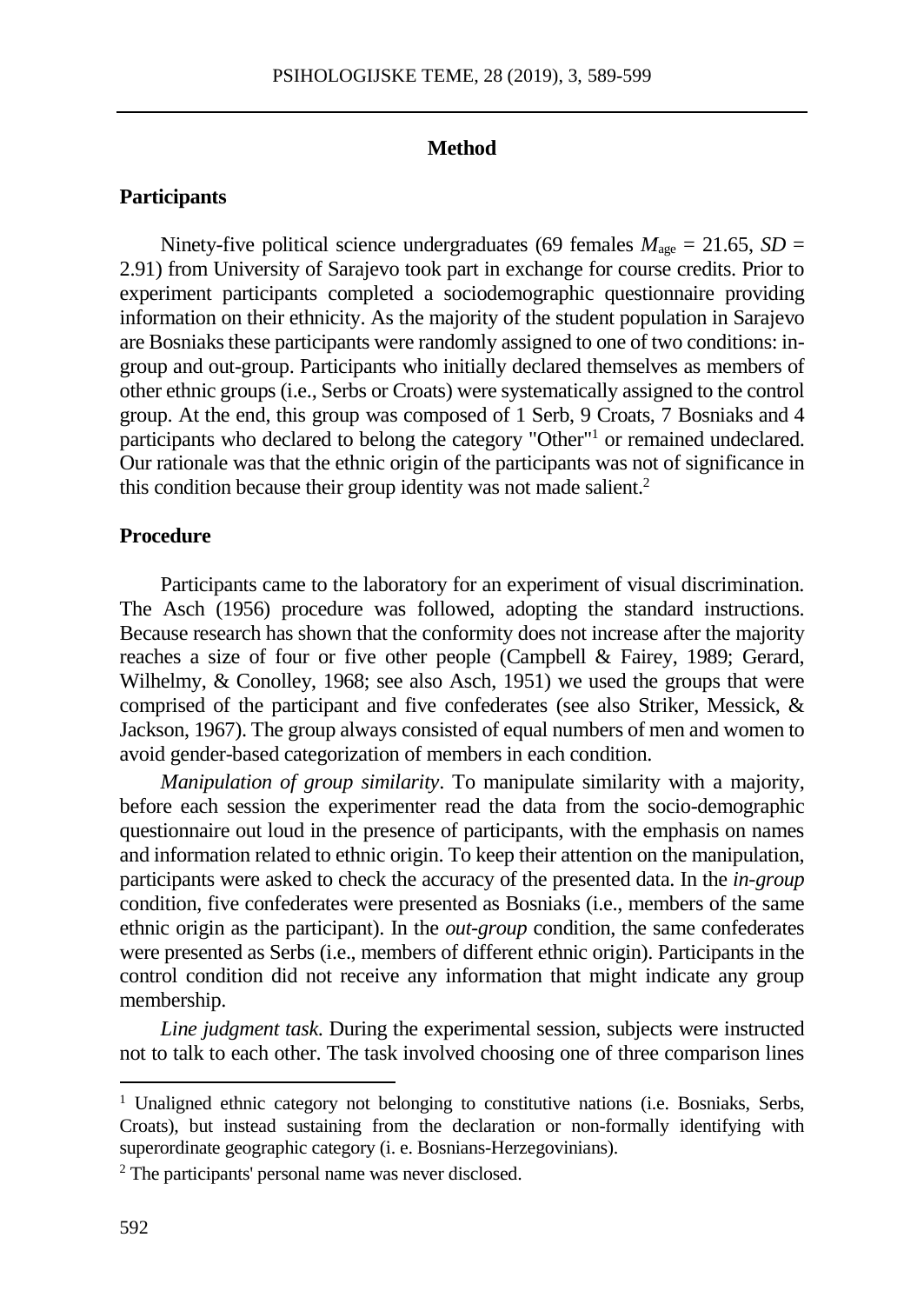## Method

### Participants

Ninety-five political science undergraduates (69 females $M_{age} = 21.65$, $SD = 2.91$) from University of Sarajevo took part in exchange for course credits. Prior to experiment participants completed a sociodemographic questionnaire providing information on their ethnicity. As the majority of the student population in Sarajevo are Bosniaks these participants were randomly assigned to one of two conditions: in-group and out-group. Participants who initially declared themselves as members of other ethnic groups (i.e., Serbs or Croats) were systematically assigned to the control group. At the end, this group was composed of 1 Serb, 9 Croats, 7 Bosniaks and 4 participants who declared to belong the category "Other"[1] or remained undeclared. Our rationale was that the ethnic origin of the participants was not of significance in this condition because their group identity was not made salient.[2]

### Procedure

Participants came to the laboratory for an experiment of visual discrimination. The Asch (1956) procedure was followed, adopting the standard instructions. Because research has shown that the conformity does not increase after the majority reaches a size of four or five other people (Campbell & Fairey, 1989; Gerard, Wilhelmy, & Conolley, 1968; see also Asch, 1951) we used the groups that were comprised of the participant and five confederates (see also Striker, Messick, & Jackson, 1967). The group always consisted of equal numbers of men and women to avoid gender-based categorization of members in each condition.

*Manipulation of group similarity*. To manipulate similarity with a majority, before each session the experimenter read the data from the socio-demographic questionnaire out loud in the presence of participants, with the emphasis on names and information related to ethnic origin. To keep their attention on the manipulation, participants were asked to check the accuracy of the presented data. In the *in-group* condition, five confederates were presented as Bosniaks (i.e., members of the same ethnic origin as the participant). In the *out-group* condition, the same confederates were presented as Serbs (i.e., members of different ethnic origin). Participants in the control condition did not receive any information that might indicate any group membership.

*Line judgment task.* During the experimental session, subjects were instructed not to talk to each other. The task involved choosing one of three comparison lines

---

[1] Unaligned ethnic category not belonging to constitutive nations (i.e. Bosniaks, Serbs, Croats), but instead sustaining from the declaration or non-formally identifying with superordinate geographic category (i. e. Bosnians-Herzegovinians).

[2] The participants' personal name was never disclosed.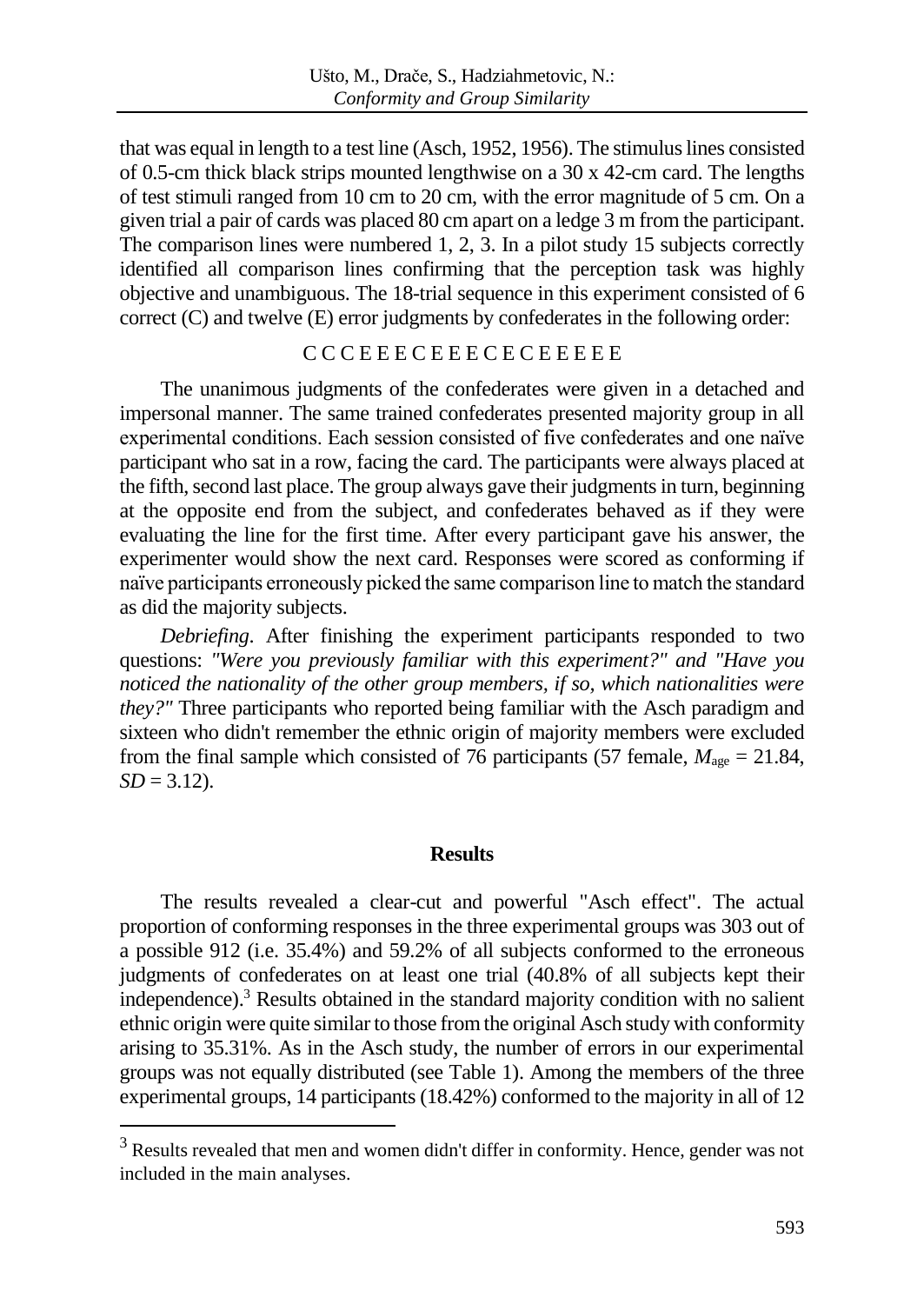that was equal in length to a test line (Asch, 1952, 1956). The stimulus lines consisted of 0.5-cm thick black strips mounted lengthwise on a 30 x 42-cm card. The lengths of test stimuli ranged from 10 cm to 20 cm, with the error magnitude of 5 cm. On a given trial a pair of cards was placed 80 cm apart on a ledge 3 m from the participant. The comparison lines were numbered 1, 2, 3. In a pilot study 15 subjects correctly identified all comparison lines confirming that the perception task was highly objective and unambiguous. The 18-trial sequence in this experiment consisted of 6 correct (C) and twelve (E) error judgments by confederates in the following order:

C C C E E E C E E E C E C E E E E E

The unanimous judgments of the confederates were given in a detached and impersonal manner. The same trained confederates presented majority group in all experimental conditions. Each session consisted of five confederates and one naïve participant who sat in a row, facing the card. The participants were always placed at the fifth, second last place. The group always gave their judgments in turn, beginning at the opposite end from the subject, and confederates behaved as if they were evaluating the line for the first time. After every participant gave his answer, the experimenter would show the next card. Responses were scored as conforming if naïve participants erroneously picked the same comparison line to match the standard as did the majority subjects.

*Debriefing*. After finishing the experiment participants responded to two questions: *"Were you previously familiar with this experiment?" and "Have you noticed the nationality of the other group members, if so, which nationalities were they?"* Three participants who reported being familiar with the Asch paradigm and sixteen who didn't remember the ethnic origin of majority members were excluded from the final sample which consisted of 76 participants (57 female, $M_{age} = 21.84$, $SD = 3.12$).

## Results

The results revealed a clear-cut and powerful "Asch effect". The actual proportion of conforming responses in the three experimental groups was 303 out of a possible 912 (i.e. 35.4%) and 59.2% of all subjects conformed to the erroneous judgments of confederates on at least one trial (40.8% of all subjects kept their independence).[3] Results obtained in the standard majority condition with no salient ethnic origin were quite similar to those from the original Asch study with conformity arising to 35.31%. As in the Asch study, the number of errors in our experimental groups was not equally distributed (see Table 1). Among the members of the three experimental groups, 14 participants (18.42%) conformed to the majority in all of 12

[3] Results revealed that men and women didn't differ in conformity. Hence, gender was not included in the main analyses.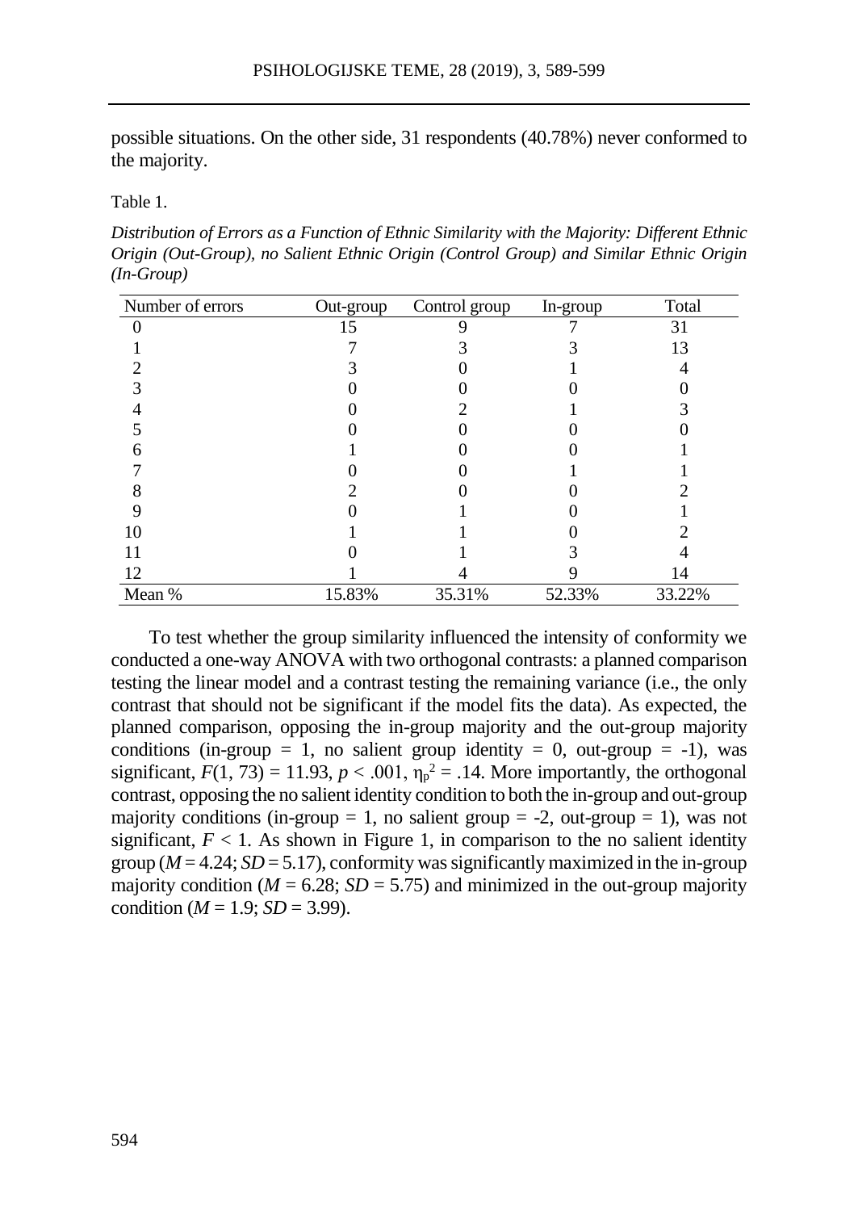possible situations. On the other side, 31 respondents (40.78%) never conformed to the majority.

Table 1.

*Distribution of Errors as a Function of Ethnic Similarity with the Majority: Different Ethnic Origin (Out-Group), no Salient Ethnic Origin (Control Group) and Similar Ethnic Origin (In-Group)*

| Number of errors | Out-group | Control group | In-group | Total |
|---|---|---|---|---|
| 0 | 15 | 9 | 7 | 31 |
| 1 | 7 | 3 | 3 | 13 |
| 2 | 3 | 0 | 1 | 4 |
| 3 | 0 | 0 | 0 | 0 |
| 4 | 0 | 2 | 1 | 3 |
| 5 | 0 | 0 | 0 | 0 |
| 6 | 1 | 0 | 0 | 1 |
| 7 | 0 | 0 | 1 | 1 |
| 8 | 2 | 0 | 0 | 2 |
| 9 | 0 | 1 | 0 | 1 |
| 10 | 1 | 1 | 0 | 2 |
| 11 | 0 | 1 | 3 | 4 |
| 12 | 1 | 4 | 9 | 14 |
| Mean % | 15.83% | 35.31% | 52.33% | 33.22% |

To test whether the group similarity influenced the intensity of conformity we conducted a one-way ANOVA with two orthogonal contrasts: a planned comparison testing the linear model and a contrast testing the remaining variance (i.e., the only contrast that should not be significant if the model fits the data). As expected, the planned comparison, opposing the in-group majority and the out-group majority conditions (in-group = 1, no salient group identity = 0, out-group = -1), was significant, $F(1, 73) = 11.93$, $p < .001$, $\eta_p^2 = .14$. More importantly, the orthogonal contrast, opposing the no salient identity condition to both the in-group and out-group majority conditions (in-group = 1, no salient group = -2, out-group = 1), was not significant, $F < 1$. As shown in Figure 1, in comparison to the no salient identity group ($M = 4.24$; $SD = 5.17$), conformity was significantly maximized in the in-group majority condition ($M = 6.28$; $SD = 5.75$) and minimized in the out-group majority condition ($M = 1.9$; $SD = 3.99$).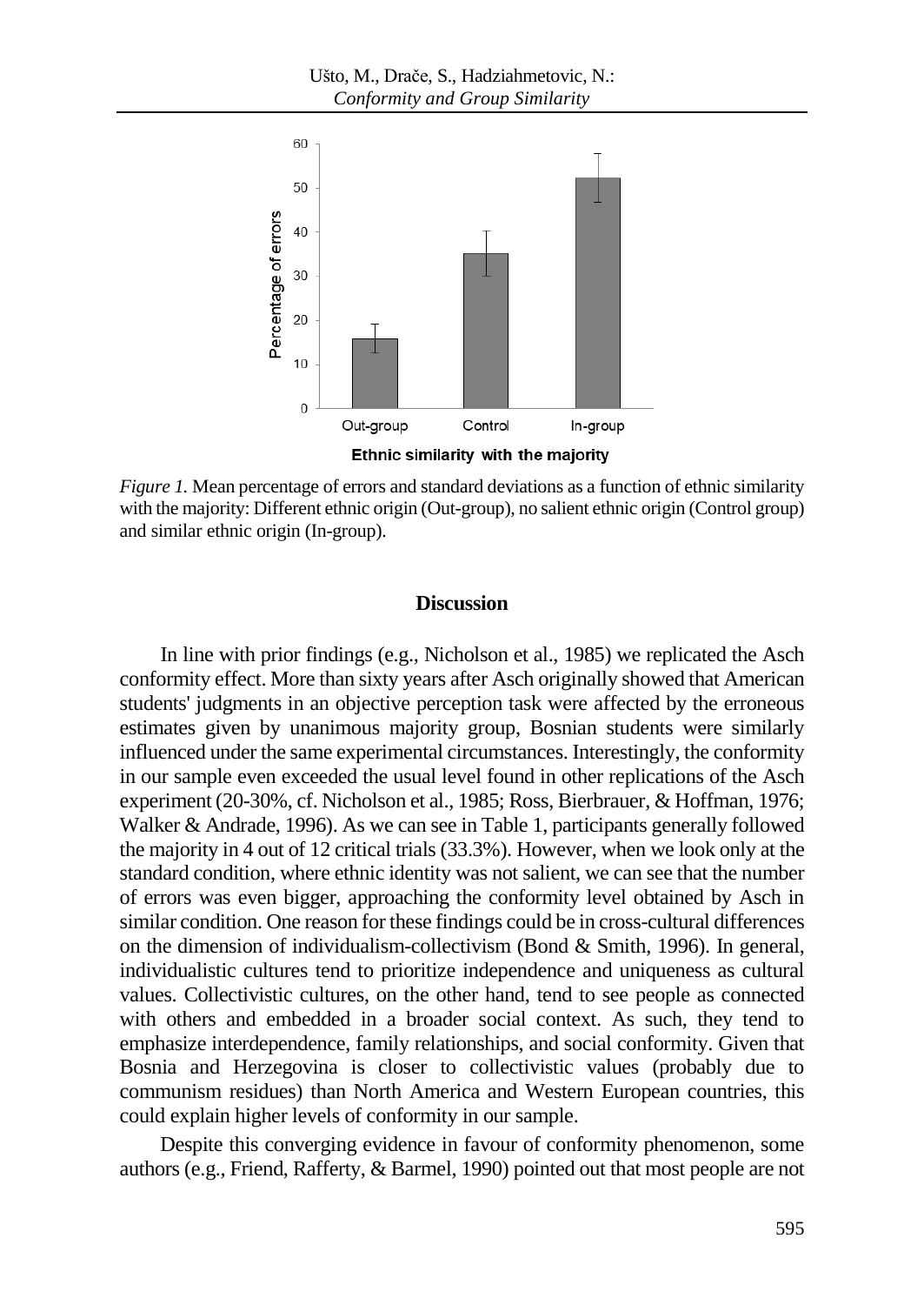*Figure 1.* Mean percentage of errors and standard deviations as a function of ethnic similarity with the majority: Different ethnic origin (Out-group), no salient ethnic origin (Control group) and similar ethnic origin (In-group).

## Discussion

In line with prior findings (e.g., Nicholson et al., 1985) we replicated the Asch conformity effect. More than sixty years after Asch originally showed that American students' judgments in an objective perception task were affected by the erroneous estimates given by unanimous majority group, Bosnian students were similarly influenced under the same experimental circumstances. Interestingly, the conformity in our sample even exceeded the usual level found in other replications of the Asch experiment (20-30%, cf. Nicholson et al., 1985; Ross, Bierbrauer, & Hoffman, 1976; Walker & Andrade, 1996). As we can see in Table 1, participants generally followed the majority in 4 out of 12 critical trials (33.3%). However, when we look only at the standard condition, where ethnic identity was not salient, we can see that the number of errors was even bigger, approaching the conformity level obtained by Asch in similar condition. One reason for these findings could be in cross-cultural differences on the dimension of individualism-collectivism (Bond & Smith, 1996). In general, individualistic cultures tend to prioritize independence and uniqueness as cultural values. Collectivistic cultures, on the other hand, tend to see people as connected with others and embedded in a broader social context. As such, they tend to emphasize interdependence, family relationships, and social conformity. Given that Bosnia and Herzegovina is closer to collectivistic values (probably due to communism residues) than North America and Western European countries, this could explain higher levels of conformity in our sample.

Despite this converging evidence in favour of conformity phenomenon, some authors (e.g., Friend, Rafferty, & Barmel, 1990) pointed out that most people are not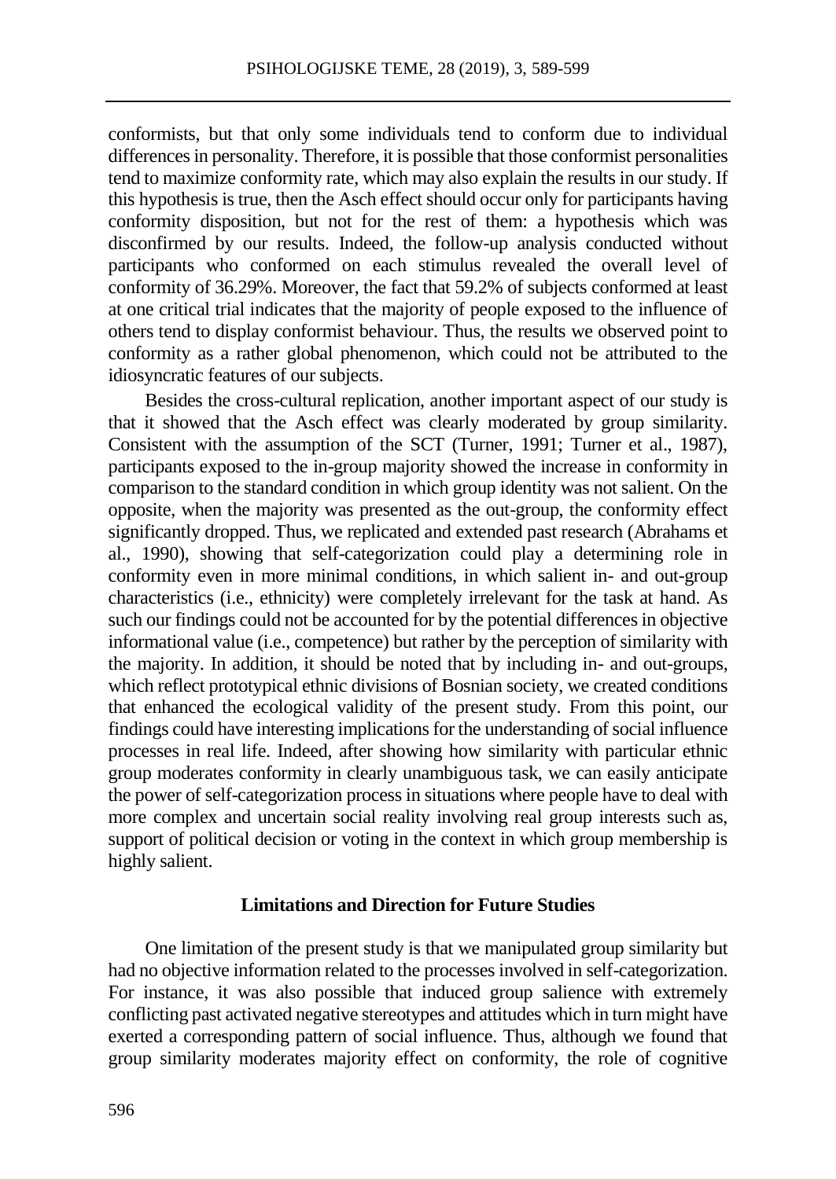conformists, but that only some individuals tend to conform due to individual differences in personality. Therefore, it is possible that those conformist personalities tend to maximize conformity rate, which may also explain the results in our study. If this hypothesis is true, then the Asch effect should occur only for participants having conformity disposition, but not for the rest of them: a hypothesis which was disconfirmed by our results. Indeed, the follow-up analysis conducted without participants who conformed on each stimulus revealed the overall level of conformity of 36.29%. Moreover, the fact that 59.2% of subjects conformed at least at one critical trial indicates that the majority of people exposed to the influence of others tend to display conformist behaviour. Thus, the results we observed point to conformity as a rather global phenomenon, which could not be attributed to the idiosyncratic features of our subjects.

Besides the cross-cultural replication, another important aspect of our study is that it showed that the Asch effect was clearly moderated by group similarity. Consistent with the assumption of the SCT (Turner, 1991; Turner et al., 1987), participants exposed to the in-group majority showed the increase in conformity in comparison to the standard condition in which group identity was not salient. On the opposite, when the majority was presented as the out-group, the conformity effect significantly dropped. Thus, we replicated and extended past research (Abrahams et al., 1990), showing that self-categorization could play a determining role in conformity even in more minimal conditions, in which salient in- and out-group characteristics (i.e., ethnicity) were completely irrelevant for the task at hand. As such our findings could not be accounted for by the potential differences in objective informational value (i.e., competence) but rather by the perception of similarity with the majority. In addition, it should be noted that by including in- and out-groups, which reflect prototypical ethnic divisions of Bosnian society, we created conditions that enhanced the ecological validity of the present study. From this point, our findings could have interesting implications for the understanding of social influence processes in real life. Indeed, after showing how similarity with particular ethnic group moderates conformity in clearly unambiguous task, we can easily anticipate the power of self-categorization process in situations where people have to deal with more complex and uncertain social reality involving real group interests such as, support of political decision or voting in the context in which group membership is highly salient.

## Limitations and Direction for Future Studies

One limitation of the present study is that we manipulated group similarity but had no objective information related to the processes involved in self-categorization. For instance, it was also possible that induced group salience with extremely conflicting past activated negative stereotypes and attitudes which in turn might have exerted a corresponding pattern of social influence. Thus, although we found that group similarity moderates majority effect on conformity, the role of cognitive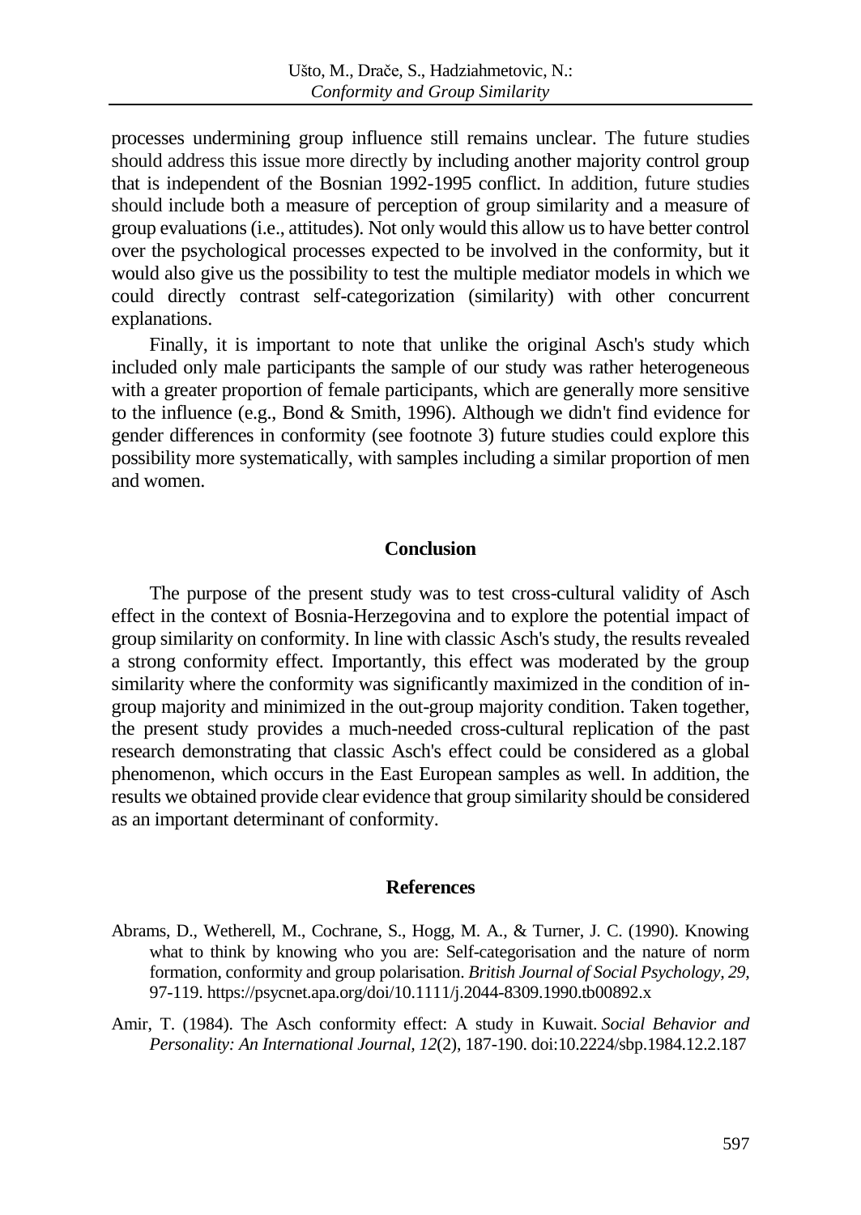processes undermining group influence still remains unclear. The future studies should address this issue more directly by including another majority control group that is independent of the Bosnian 1992-1995 conflict. In addition, future studies should include both a measure of perception of group similarity and a measure of group evaluations (i.e., attitudes). Not only would this allow us to have better control over the psychological processes expected to be involved in the conformity, but it would also give us the possibility to test the multiple mediator models in which we could directly contrast self-categorization (similarity) with other concurrent explanations.

Finally, it is important to note that unlike the original Asch's study which included only male participants the sample of our study was rather heterogeneous with a greater proportion of female participants, which are generally more sensitive to the influence (e.g., Bond & Smith, 1996). Although we didn't find evidence for gender differences in conformity (see footnote 3) future studies could explore this possibility more systematically, with samples including a similar proportion of men and women.

## Conclusion

The purpose of the present study was to test cross-cultural validity of Asch effect in the context of Bosnia-Herzegovina and to explore the potential impact of group similarity on conformity. In line with classic Asch's study, the results revealed a strong conformity effect. Importantly, this effect was moderated by the group similarity where the conformity was significantly maximized in the condition of in-group majority and minimized in the out-group majority condition. Taken together, the present study provides a much-needed cross-cultural replication of the past research demonstrating that classic Asch's effect could be considered as a global phenomenon, which occurs in the East European samples as well. In addition, the results we obtained provide clear evidence that group similarity should be considered as an important determinant of conformity.

## References

Abrams, D., Wetherell, M., Cochrane, S., Hogg, M. A., & Turner, J. C. (1990). Knowing what to think by knowing who you are: Self-categorisation and the nature of norm formation, conformity and group polarisation. *British Journal of Social Psychology, 29,* 97-119. https://psycnet.apa.org/doi/10.1111/j.2044-8309.1990.tb00892.x

Amir, T. (1984). The Asch conformity effect: A study in Kuwait. *Social Behavior and Personality: An International Journal, 12*(2), 187-190. doi:10.2224/sbp.1984.12.2.187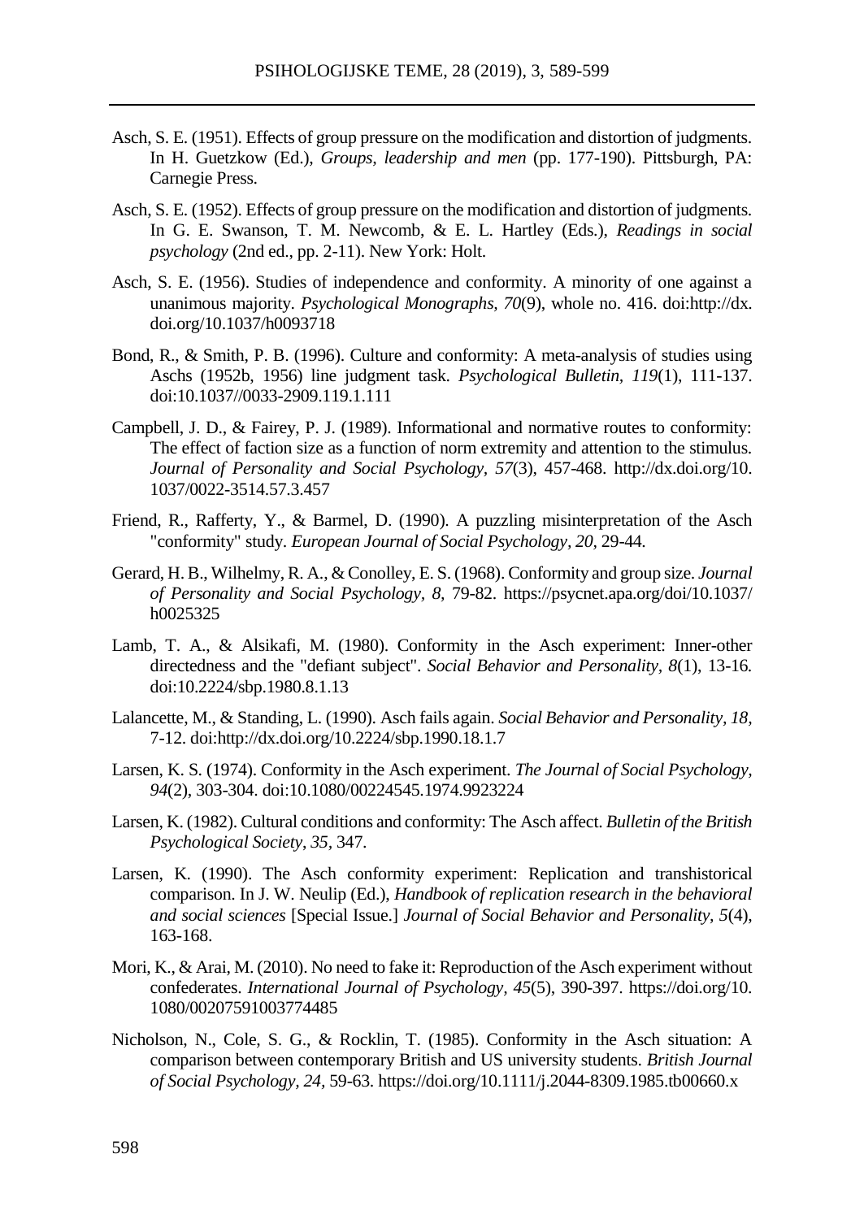Asch, S. E. (1951). Effects of group pressure on the modification and distortion of judgments. In H. Guetzkow (Ed.), *Groups, leadership and men* (pp. 177-190). Pittsburgh, PA: Carnegie Press.

Asch, S. E. (1952). Effects of group pressure on the modification and distortion of judgments. In G. E. Swanson, T. M. Newcomb, & E. L. Hartley (Eds.), *Readings in social psychology* (2nd ed., pp. 2-11). New York: Holt.

Asch, S. E. (1956). Studies of independence and conformity. A minority of one against a unanimous majority. *Psychological Monographs, 70*(9), whole no. 416. doi:http://dx.doi.org/10.1037/h0093718

Bond, R., & Smith, P. B. (1996). Culture and conformity: A meta-analysis of studies using Aschs (1952b, 1956) line judgment task. *Psychological Bulletin, 119*(1), 111-137. doi:10.1037//0033-2909.119.1.111

Campbell, J. D., & Fairey, P. J. (1989). Informational and normative routes to conformity: The effect of faction size as a function of norm extremity and attention to the stimulus. *Journal of Personality and Social Psychology, 57*(3), 457-468. http://dx.doi.org/10.1037/0022-3514.57.3.457

Friend, R., Rafferty, Y., & Barmel, D. (1990). A puzzling misinterpretation of the Asch "conformity" study. *European Journal of Social Psychology, 20,* 29-44.

Gerard, H. B., Wilhelmy, R. A., & Conolley, E. S. (1968). Conformity and group size. *Journal of Personality and Social Psychology, 8,* 79-82. https://psycnet.apa.org/doi/10.1037/h0025325

Lamb, T. A., & Alsikafi, M. (1980). Conformity in the Asch experiment: Inner-other directedness and the "defiant subject". *Social Behavior and Personality, 8*(1), 13-16. doi:10.2224/sbp.1980.8.1.13

Lalancette, M., & Standing, L. (1990). Asch fails again. *Social Behavior and Personality, 18,* 7-12. doi:http://dx.doi.org/10.2224/sbp.1990.18.1.7

Larsen, K. S. (1974). Conformity in the Asch experiment. *The Journal of Social Psychology, 94*(2), 303-304. doi:10.1080/00224545.1974.9923224

Larsen, K. (1982). Cultural conditions and conformity: The Asch affect. *Bulletin of the British Psychological Society, 35,* 347.

Larsen, K. (1990). The Asch conformity experiment: Replication and transhistorical comparison. In J. W. Neulip (Ed.), *Handbook of replication research in the behavioral and social sciences* [Special Issue.] *Journal of Social Behavior and Personality, 5*(4), 163-168.

Mori, K., & Arai, M. (2010). No need to fake it: Reproduction of the Asch experiment without confederates. *International Journal of Psychology, 45*(5), 390-397. https://doi.org/10.1080/00207591003774485

Nicholson, N., Cole, S. G., & Rocklin, T. (1985). Conformity in the Asch situation: A comparison between contemporary British and US university students. *British Journal of Social Psychology, 24,* 59-63. https://doi.org/10.1111/j.2044-8309.1985.tb00660.x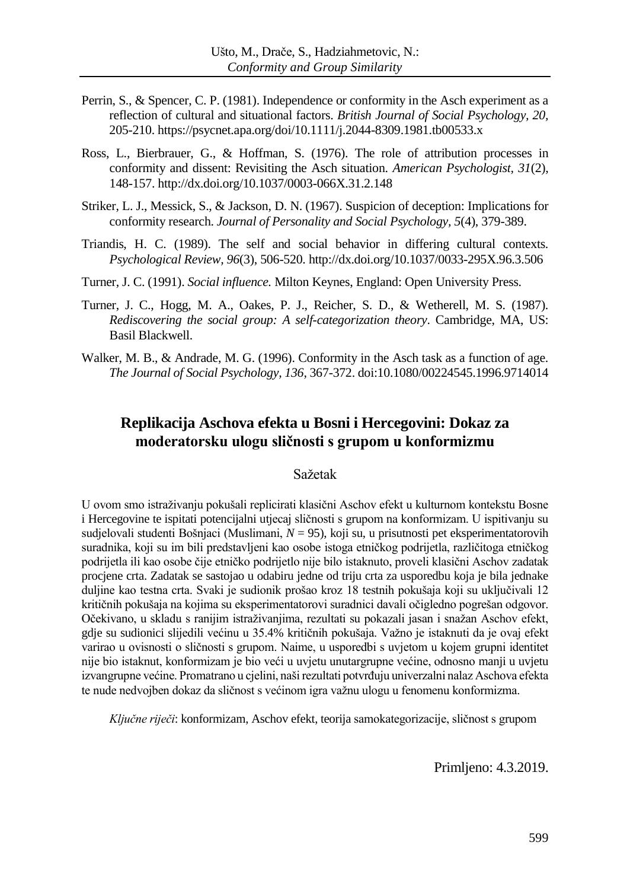Perrin, S., & Spencer, C. P. (1981). Independence or conformity in the Asch experiment as a reflection of cultural and situational factors. *British Journal of Social Psychology, 20,* 205-210. https://psycnet.apa.org/doi/10.1111/j.2044-8309.1981.tb00533.x

Ross, L., Bierbrauer, G., & Hoffman, S. (1976). The role of attribution processes in conformity and dissent: Revisiting the Asch situation. *American Psychologist, 31*(2), 148-157. http://dx.doi.org/10.1037/0003-066X.31.2.148

Striker, L. J., Messick, S., & Jackson, D. N. (1967). Suspicion of deception: Implications for conformity research. *Journal of Personality and Social Psychology, 5*(4), 379-389.

Triandis, H. C. (1989). The self and social behavior in differing cultural contexts. *Psychological Review, 96*(3), 506-520. http://dx.doi.org/10.1037/0033-295X.96.3.506

Turner, J. C. (1991). *Social influence.* Milton Keynes, England: Open University Press.

Turner, J. C., Hogg, M. A., Oakes, P. J., Reicher, S. D., & Wetherell, M. S. (1987). *Rediscovering the social group: A self-categorization theory*. Cambridge, MA, US: Basil Blackwell.

Walker, M. B., & Andrade, M. G. (1996). Conformity in the Asch task as a function of age. *The Journal of Social Psychology, 136*, 367-372. doi:10.1080/00224545.1996.9714014

## Replikacija Aschova efekta u Bosni i Hercegovini: Dokaz za moderatorsku ulogu sličnosti s grupom u konformizmu

### Sažetak

U ovom smo istraživanju pokušali replicirati klasični Aschov efekt u kulturnom kontekstu Bosne i Hercegovine te ispitati potencijalni utjecaj sličnosti s grupom na konformizam. U ispitivanju su sudjelovali studenti Bošnjaci (Muslimani, *N* = 95), koji su, u prisutnosti pet eksperimentatorovih suradnika, koji su im bili predstavljeni kao osobe istoga etničkog podrijetla, različitoga etničkog podrijetla ili kao osobe čije etničko podrijetlo nije bilo istaknuto, proveli klasični Aschov zadatak procjene crta. Zadatak se sastojao u odabiru jedne od triju crta za usporedbu koja je bila jednake duljine kao testna crta. Svaki je sudionik prošao kroz 18 testnih pokušaja koji su uključivali 12 kritičnih pokušaja na kojima su eksperimentatorovi suradnici davali očigledno pogrešan odgovor. Očekivano, u skladu s ranijim istraživanjima, rezultati su pokazali jasan i snažan Aschov efekt, gdje su sudionici slijedili većinu u 35.4% kritičnih pokušaja. Važno je istaknuti da je ovaj efekt varirao u ovisnosti o sličnosti s grupom. Naime, u usporedbi s uvjetom u kojem grupni identitet nije bio istaknut, konformizam je bio veći u uvjetu unutargrupne većine, odnosno manji u uvjetu izvangrupne većine. Promatrano u cjelini, naši rezultati potvrđuju univerzalni nalaz Aschova efekta te nude nedvojben dokaz da sličnost s većinom igra važnu ulogu u fenomenu konformizma.

*Ključne riječi*: konformizam, Aschov efekt, teorija samokategorizacije, sličnost s grupom

Primljeno: 4.3.2019.